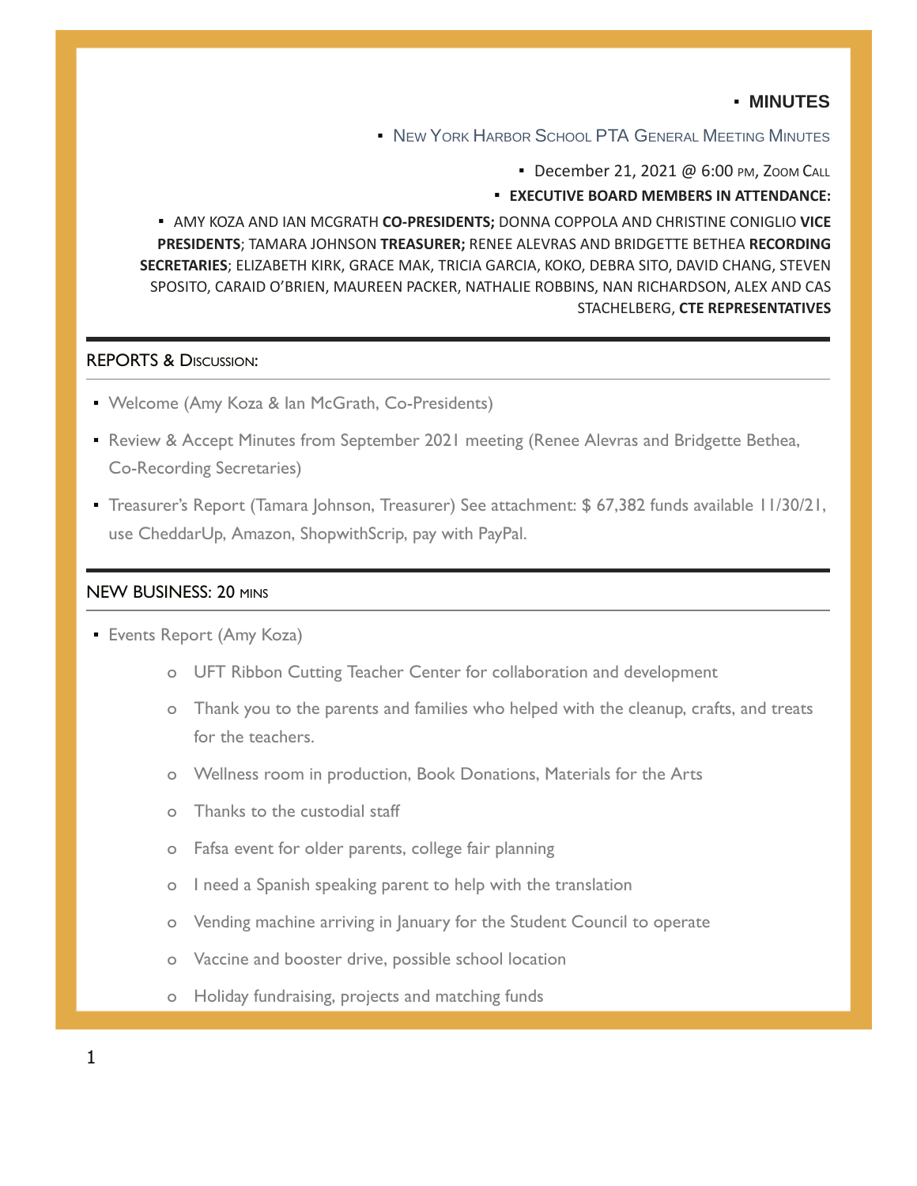# ▪ MINUTES

## ▪ New York Harbor School PTA General Meeting Minutes

▪ December 21, 2021 @ 6:00 PM, Zoom Call

▪ **EXECUTIVE BOARD MEMBERS IN ATTENDANCE:**

▪ AMY KOZA AND IAN MCGRATH **CO-PRESIDENTS;** DONNA COPPOLA AND CHRISTINE CONIGLIO **VICE PRESIDENTS**; TAMARA JOHNSON **TREASURER;** RENEE ALEVRAS AND BRIDGETTE BETHEA **RECORDING SECRETARIES**; ELIZABETH KIRK, GRACE MAK, TRICIA GARCIA, KOKO, DEBRA SITO, DAVID CHANG, STEVEN SPOSITO, CARAID O'BRIEN, MAUREEN PACKER, NATHALIE ROBBINS, NAN RICHARDSON, ALEX AND CAS STACHELBERG, **CTE REPRESENTATIVES**

---

## REPORTS & Discussion:

- Welcome (Amy Koza & Ian McGrath, Co-Presidents)
- Review & Accept Minutes from September 2021 meeting (Renee Alevras and Bridgette Bethea, Co-Recording Secretaries)
- Treasurer's Report (Tamara Johnson, Treasurer) See attachment: $ 67,382 funds available 11/30/21, use CheddarUp, Amazon, ShopwithScrip, pay with PayPal.

---

## NEW BUSINESS: 20 mins

- Events Report (Amy Koza)
    - UFT Ribbon Cutting Teacher Center for collaboration and development
    - Thank you to the parents and families who helped with the cleanup, crafts, and treats for the teachers.
    - Wellness room in production, Book Donations, Materials for the Arts
    - Thanks to the custodial staff
    - Fafsa event for older parents, college fair planning
    - I need a Spanish speaking parent to help with the translation
    - Vending machine arriving in January for the Student Council to operate
    - Vaccine and booster drive, possible school location
    - Holiday fundraising, projects and matching funds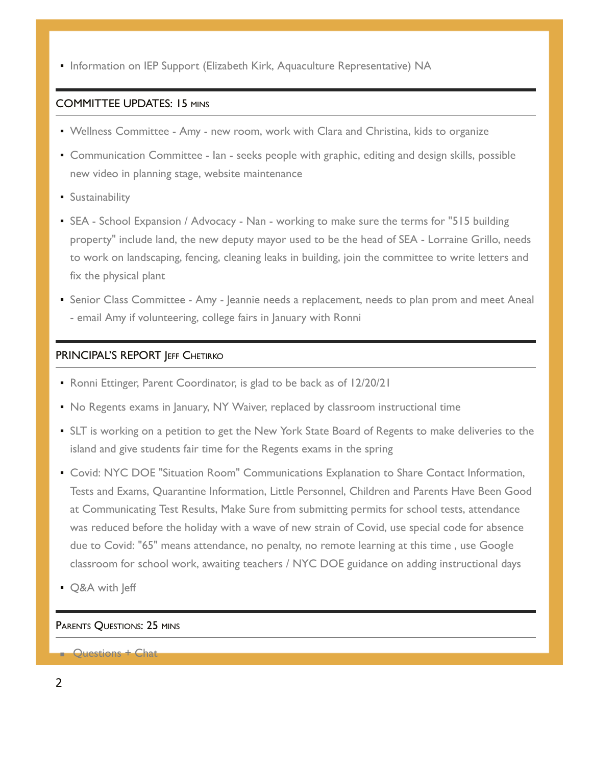- Information on IEP Support (Elizabeth Kirk, Aquaculture Representative) NA

## COMMITTEE UPDATES: 15 MINS

- Wellness Committee - Amy - new room, work with Clara and Christina, kids to organize
- Communication Committee - Ian - seeks people with graphic, editing and design skills, possible new video in planning stage, website maintenance
- Sustainability
- SEA - School Expansion / Advocacy - Nan - working to make sure the terms for "515 building property" include land, the new deputy mayor used to be the head of SEA - Lorraine Grillo, needs to work on landscaping, fencing, cleaning leaks in building, join the committee to write letters and fix the physical plant
- Senior Class Committee - Amy - Jeannie needs a replacement, needs to plan prom and meet Aneal - email Amy if volunteering, college fairs in January with Ronni

## PRINCIPAL'S REPORT JEFF CHETIRKO

- Ronni Ettinger, Parent Coordinator, is glad to be back as of 12/20/21
- No Regents exams in January, NY Waiver, replaced by classroom instructional time
- SLT is working on a petition to get the New York State Board of Regents to make deliveries to the island and give students fair time for the Regents exams in the spring
- Covid: NYC DOE "Situation Room" Communications Explanation to Share Contact Information, Tests and Exams, Quarantine Information, Little Personnel, Children and Parents Have Been Good at Communicating Test Results, Make Sure from submitting permits for school tests, attendance was reduced before the holiday with a wave of new strain of Covid, use special code for absence due to Covid: "65" means attendance, no penalty, no remote learning at this time , use Google classroom for school work, awaiting teachers / NYC DOE guidance on adding instructional days
- Q&A with Jeff

## PARENTS QUESTIONS: 25 MINS

- Questions + Chat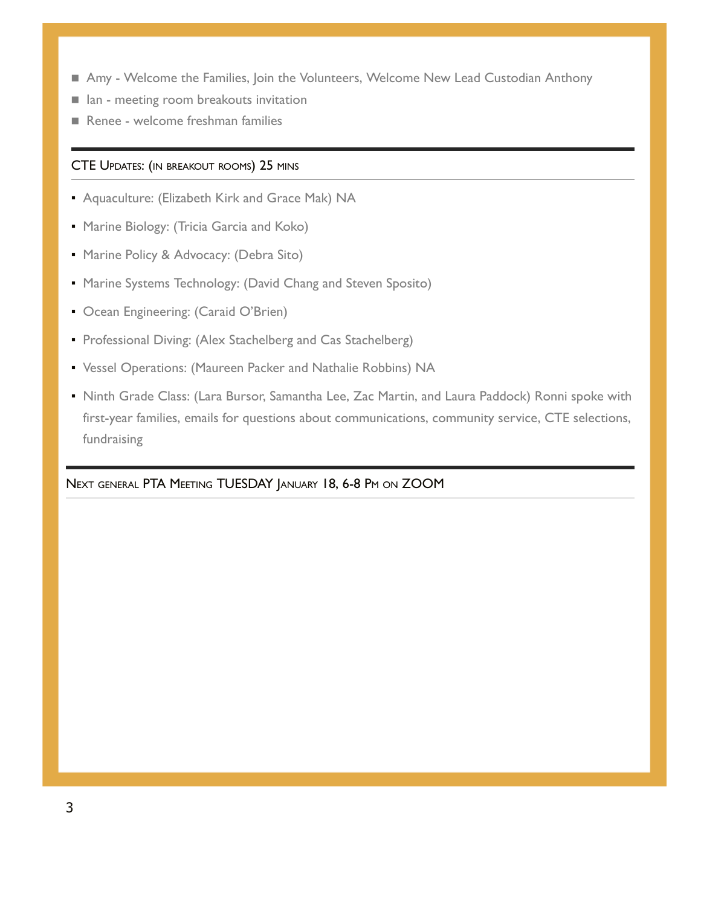- Amy - Welcome the Families, Join the Volunteers, Welcome New Lead Custodian Anthony
- Ian - meeting room breakouts invitation
- Renee - welcome freshman families

## CTE Updates: (in breakout rooms) 25 mins

- Aquaculture: (Elizabeth Kirk and Grace Mak) NA
- Marine Biology: (Tricia Garcia and Koko)
- Marine Policy & Advocacy: (Debra Sito)
- Marine Systems Technology: (David Chang and Steven Sposito)
- Ocean Engineering: (Caraid O'Brien)
- Professional Diving: (Alex Stachelberg and Cas Stachelberg)
- Vessel Operations: (Maureen Packer and Nathalie Robbins) NA
- Ninth Grade Class: (Lara Bursor, Samantha Lee, Zac Martin, and Laura Paddock) Ronni spoke with first-year families, emails for questions about communications, community service, CTE selections, fundraising

## Next general PTA Meeting TUESDAY January 18, 6-8 Pm on ZOOM